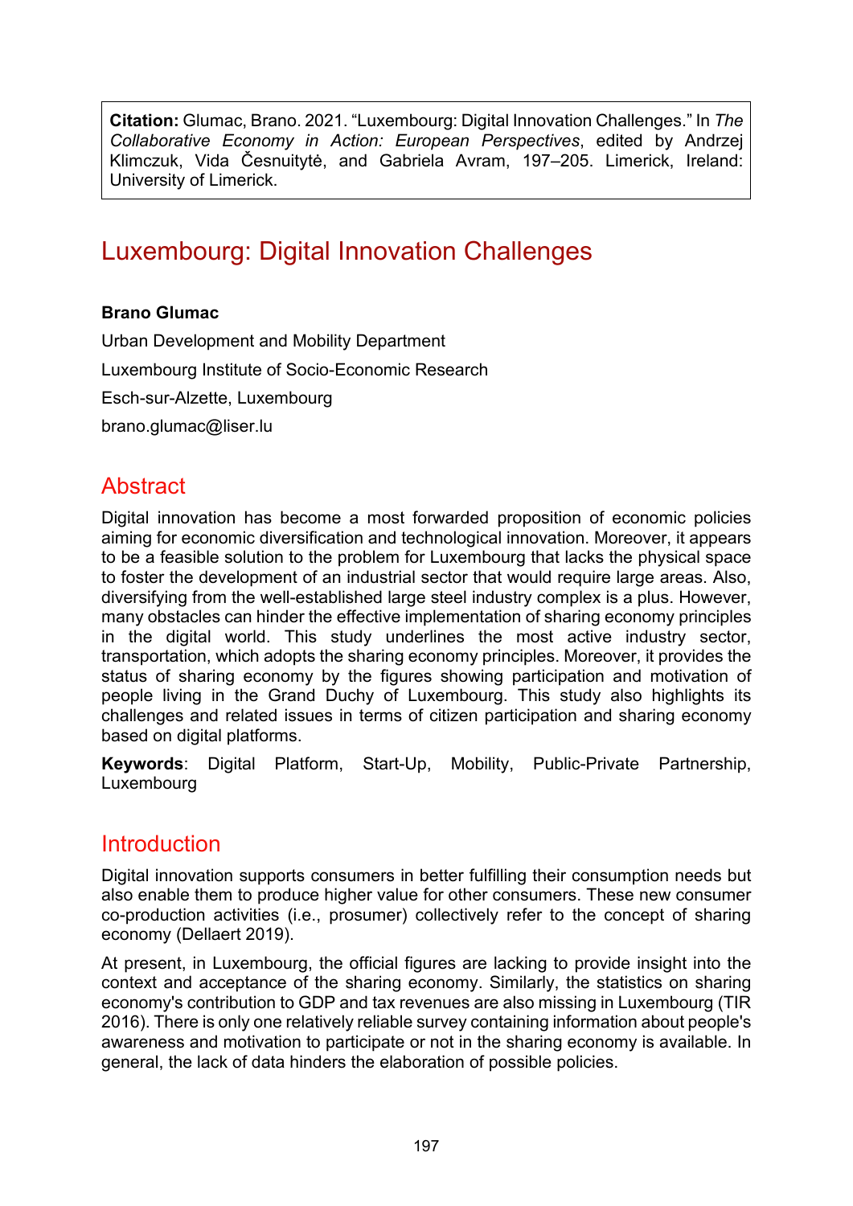**Citation:** Glumac, Brano. 2021. "Luxembourg: Digital Innovation Challenges." In *The Collaborative Economy in Action: European Perspectives*, edited by Andrzej Klimczuk, Vida Česnuitytė, and Gabriela Avram, 197–205. Limerick, Ireland: University of Limerick.

# Luxembourg: Digital Innovation Challenges

**Brano Glumac**

Urban Development and Mobility Department

Luxembourg Institute of Socio-Economic Research

Esch-sur-Alzette, Luxembourg

brano.glumac@liser.lu

## Abstract

Digital innovation has become a most forwarded proposition of economic policies aiming for economic diversification and technological innovation. Moreover, it appears to be a feasible solution to the problem for Luxembourg that lacks the physical space to foster the development of an industrial sector that would require large areas. Also, diversifying from the well-established large steel industry complex is a plus. However, many obstacles can hinder the effective implementation of sharing economy principles in the digital world. This study underlines the most active industry sector, transportation, which adopts the sharing economy principles. Moreover, it provides the status of sharing economy by the figures showing participation and motivation of people living in the Grand Duchy of Luxembourg. This study also highlights its challenges and related issues in terms of citizen participation and sharing economy based on digital platforms.

**Keywords**: Digital Platform, Start-Up, Mobility, Public-Private Partnership, Luxembourg

## Introduction

Digital innovation supports consumers in better fulfilling their consumption needs but also enable them to produce higher value for other consumers. These new consumer co-production activities (i.e., prosumer) collectively refer to the concept of sharing economy (Dellaert 2019).

At present, in Luxembourg, the official figures are lacking to provide insight into the context and acceptance of the sharing economy. Similarly, the statistics on sharing economy's contribution to GDP and tax revenues are also missing in Luxembourg (TIR 2016). There is only one relatively reliable survey containing information about people's awareness and motivation to participate or not in the sharing economy is available. In general, the lack of data hinders the elaboration of possible policies.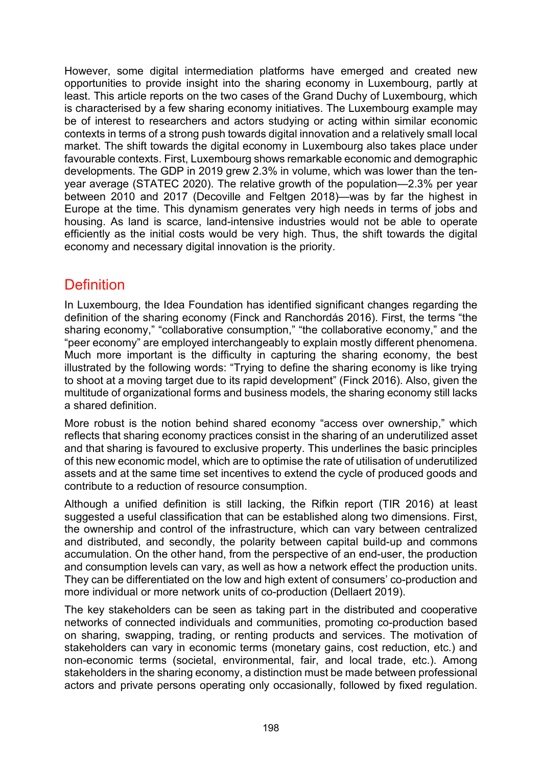However, some digital intermediation platforms have emerged and created new opportunities to provide insight into the sharing economy in Luxembourg, partly at least. This article reports on the two cases of the Grand Duchy of Luxembourg, which is characterised by a few sharing economy initiatives. The Luxembourg example may be of interest to researchers and actors studying or acting within similar economic contexts in terms of a strong push towards digital innovation and a relatively small local market. The shift towards the digital economy in Luxembourg also takes place under favourable contexts. First, Luxembourg shows remarkable economic and demographic developments. The GDP in 2019 grew 2.3% in volume, which was lower than the ten-year average (STATEC 2020). The relative growth of the population—2.3% per year between 2010 and 2017 (Decoville and Feltgen 2018)—was by far the highest in Europe at the time. This dynamism generates very high needs in terms of jobs and housing. As land is scarce, land-intensive industries would not be able to operate efficiently as the initial costs would be very high. Thus, the shift towards the digital economy and necessary digital innovation is the priority.

## Definition

In Luxembourg, the Idea Foundation has identified significant changes regarding the definition of the sharing economy (Finck and Ranchordás 2016). First, the terms "the sharing economy," "collaborative consumption," "the collaborative economy," and the "peer economy" are employed interchangeably to explain mostly different phenomena. Much more important is the difficulty in capturing the sharing economy, the best illustrated by the following words: "Trying to define the sharing economy is like trying to shoot at a moving target due to its rapid development" (Finck 2016). Also, given the multitude of organizational forms and business models, the sharing economy still lacks a shared definition.

More robust is the notion behind shared economy "access over ownership," which reflects that sharing economy practices consist in the sharing of an underutilized asset and that sharing is favoured to exclusive property. This underlines the basic principles of this new economic model, which are to optimise the rate of utilisation of underutilized assets and at the same time set incentives to extend the cycle of produced goods and contribute to a reduction of resource consumption.

Although a unified definition is still lacking, the Rifkin report (TIR 2016) at least suggested a useful classification that can be established along two dimensions. First, the ownership and control of the infrastructure, which can vary between centralized and distributed, and secondly, the polarity between capital build-up and commons accumulation. On the other hand, from the perspective of an end-user, the production and consumption levels can vary, as well as how a network effect the production units. They can be differentiated on the low and high extent of consumers' co-production and more individual or more network units of co-production (Dellaert 2019).

The key stakeholders can be seen as taking part in the distributed and cooperative networks of connected individuals and communities, promoting co-production based on sharing, swapping, trading, or renting products and services. The motivation of stakeholders can vary in economic terms (monetary gains, cost reduction, etc.) and non-economic terms (societal, environmental, fair, and local trade, etc.). Among stakeholders in the sharing economy, a distinction must be made between professional actors and private persons operating only occasionally, followed by fixed regulation.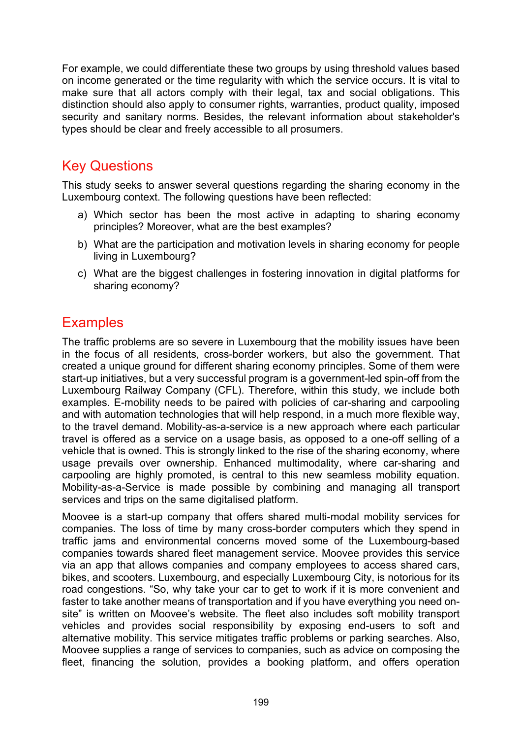For example, we could differentiate these two groups by using threshold values based on income generated or the time regularity with which the service occurs. It is vital to make sure that all actors comply with their legal, tax and social obligations. This distinction should also apply to consumer rights, warranties, product quality, imposed security and sanitary norms. Besides, the relevant information about stakeholder's types should be clear and freely accessible to all prosumers.

## Key Questions

This study seeks to answer several questions regarding the sharing economy in the Luxembourg context. The following questions have been reflected:

a) Which sector has been the most active in adapting to sharing economy principles? Moreover, what are the best examples?

b) What are the participation and motivation levels in sharing economy for people living in Luxembourg?

c) What are the biggest challenges in fostering innovation in digital platforms for sharing economy?

## Examples

The traffic problems are so severe in Luxembourg that the mobility issues have been in the focus of all residents, cross-border workers, but also the government. That created a unique ground for different sharing economy principles. Some of them were start-up initiatives, but a very successful program is a government-led spin-off from the Luxembourg Railway Company (CFL). Therefore, within this study, we include both examples. E-mobility needs to be paired with policies of car-sharing and carpooling and with automation technologies that will help respond, in a much more flexible way, to the travel demand. Mobility-as-a-service is a new approach where each particular travel is offered as a service on a usage basis, as opposed to a one-off selling of a vehicle that is owned. This is strongly linked to the rise of the sharing economy, where usage prevails over ownership. Enhanced multimodality, where car-sharing and carpooling are highly promoted, is central to this new seamless mobility equation. Mobility-as-a-Service is made possible by combining and managing all transport services and trips on the same digitalised platform.

Moovee is a start-up company that offers shared multi-modal mobility services for companies. The loss of time by many cross-border computers which they spend in traffic jams and environmental concerns moved some of the Luxembourg-based companies towards shared fleet management service. Moovee provides this service via an app that allows companies and company employees to access shared cars, bikes, and scooters. Luxembourg, and especially Luxembourg City, is notorious for its road congestions. "So, why take your car to get to work if it is more convenient and faster to take another means of transportation and if you have everything you need on-site" is written on Moovee's website. The fleet also includes soft mobility transport vehicles and provides social responsibility by exposing end-users to soft and alternative mobility. This service mitigates traffic problems or parking searches. Also, Moovee supplies a range of services to companies, such as advice on composing the fleet, financing the solution, provides a booking platform, and offers operation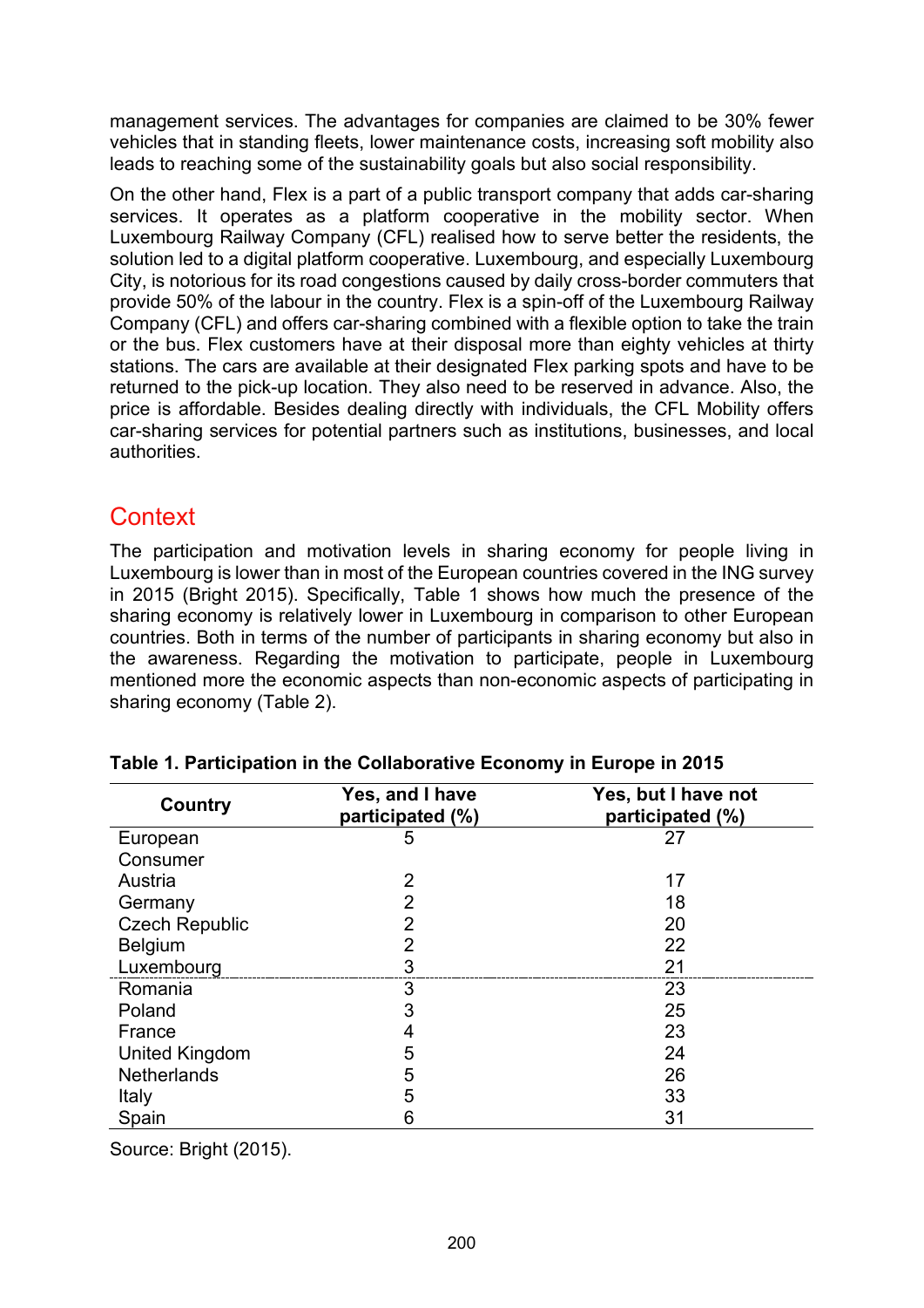management services. The advantages for companies are claimed to be 30% fewer vehicles that in standing fleets, lower maintenance costs, increasing soft mobility also leads to reaching some of the sustainability goals but also social responsibility.

On the other hand, Flex is a part of a public transport company that adds car-sharing services. It operates as a platform cooperative in the mobility sector. When Luxembourg Railway Company (CFL) realised how to serve better the residents, the solution led to a digital platform cooperative. Luxembourg, and especially Luxembourg City, is notorious for its road congestions caused by daily cross-border commuters that provide 50% of the labour in the country. Flex is a spin-off of the Luxembourg Railway Company (CFL) and offers car-sharing combined with a flexible option to take the train or the bus. Flex customers have at their disposal more than eighty vehicles at thirty stations. The cars are available at their designated Flex parking spots and have to be returned to the pick-up location. They also need to be reserved in advance. Also, the price is affordable. Besides dealing directly with individuals, the CFL Mobility offers car-sharing services for potential partners such as institutions, businesses, and local authorities.

## Context

The participation and motivation levels in sharing economy for people living in Luxembourg is lower than in most of the European countries covered in the ING survey in 2015 (Bright 2015). Specifically, Table 1 shows how much the presence of the sharing economy is relatively lower in Luxembourg in comparison to other European countries. Both in terms of the number of participants in sharing economy but also in the awareness. Regarding the motivation to participate, people in Luxembourg mentioned more the economic aspects than non-economic aspects of participating in sharing economy (Table 2).

**Table 1. Participation in the Collaborative Economy in Europe in 2015**

| Country | Yes, and I have participated (%) | Yes, but I have not participated (%) |
|---|---|---|
| European Consumer | 5 | 27 |
| Austria | 2 | 17 |
| Germany | 2 | 18 |
| Czech Republic | 2 | 20 |
| Belgium | 2 | 22 |
| Luxembourg | 3 | 21 |
| Romania | 3 | 23 |
| Poland | 3 | 25 |
| France | 4 | 23 |
| United Kingdom | 5 | 24 |
| Netherlands | 5 | 26 |
| Italy | 5 | 33 |
| Spain | 6 | 31 |

Source: Bright (2015).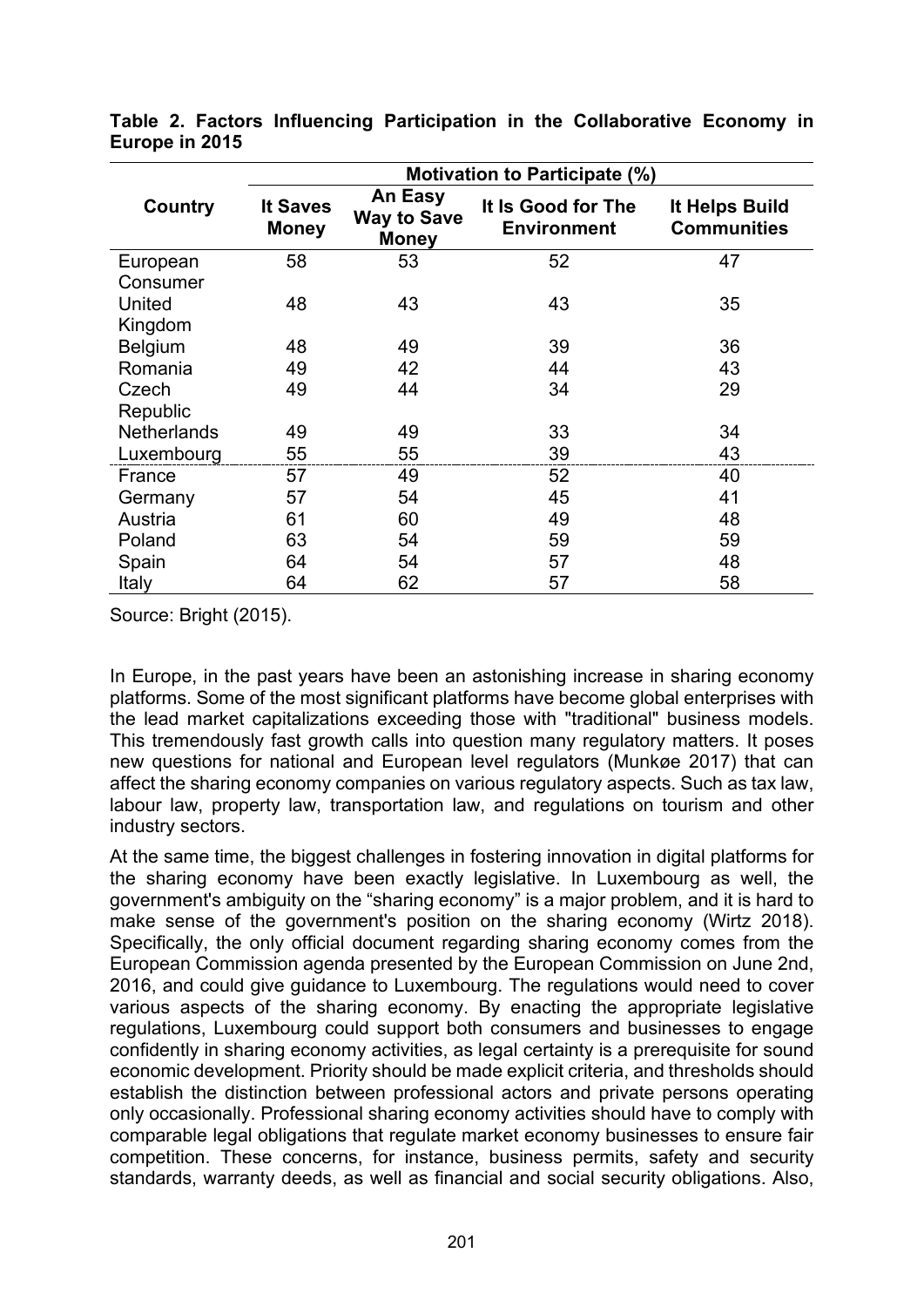**Table 2. Factors Influencing Participation in the Collaborative Economy in Europe in 2015**

| Country | Motivation to Participate (%) | | | |
|---|---|---|---|---|
| | It Saves Money | An Easy Way to Save Money | It Is Good for The Environment | It Helps Build Communities |
| European Consumer | 58 | 53 | 52 | 47 |
| United Kingdom | 48 | 43 | 43 | 35 |
| Belgium | 48 | 49 | 39 | 36 |
| Romania | 49 | 42 | 44 | 43 |
| Czech Republic | 49 | 44 | 34 | 29 |
| Netherlands | 49 | 49 | 33 | 34 |
| Luxembourg | 55 | 55 | 39 | 43 |
| France | 57 | 49 | 52 | 40 |
| Germany | 57 | 54 | 45 | 41 |
| Austria | 61 | 60 | 49 | 48 |
| Poland | 63 | 54 | 59 | 59 |
| Spain | 64 | 54 | 57 | 48 |
| Italy | 64 | 62 | 57 | 58 |

Source: Bright (2015).

In Europe, in the past years have been an astonishing increase in sharing economy platforms. Some of the most significant platforms have become global enterprises with the lead market capitalizations exceeding those with "traditional" business models. This tremendously fast growth calls into question many regulatory matters. It poses new questions for national and European level regulators (Munkøe 2017) that can affect the sharing economy companies on various regulatory aspects. Such as tax law, labour law, property law, transportation law, and regulations on tourism and other industry sectors.

At the same time, the biggest challenges in fostering innovation in digital platforms for the sharing economy have been exactly legislative. In Luxembourg as well, the government's ambiguity on the "sharing economy" is a major problem, and it is hard to make sense of the government's position on the sharing economy (Wirtz 2018). Specifically, the only official document regarding sharing economy comes from the European Commission agenda presented by the European Commission on June 2nd, 2016, and could give guidance to Luxembourg. The regulations would need to cover various aspects of the sharing economy. By enacting the appropriate legislative regulations, Luxembourg could support both consumers and businesses to engage confidently in sharing economy activities, as legal certainty is a prerequisite for sound economic development. Priority should be made explicit criteria, and thresholds should establish the distinction between professional actors and private persons operating only occasionally. Professional sharing economy activities should have to comply with comparable legal obligations that regulate market economy businesses to ensure fair competition. These concerns, for instance, business permits, safety and security standards, warranty deeds, as well as financial and social security obligations. Also,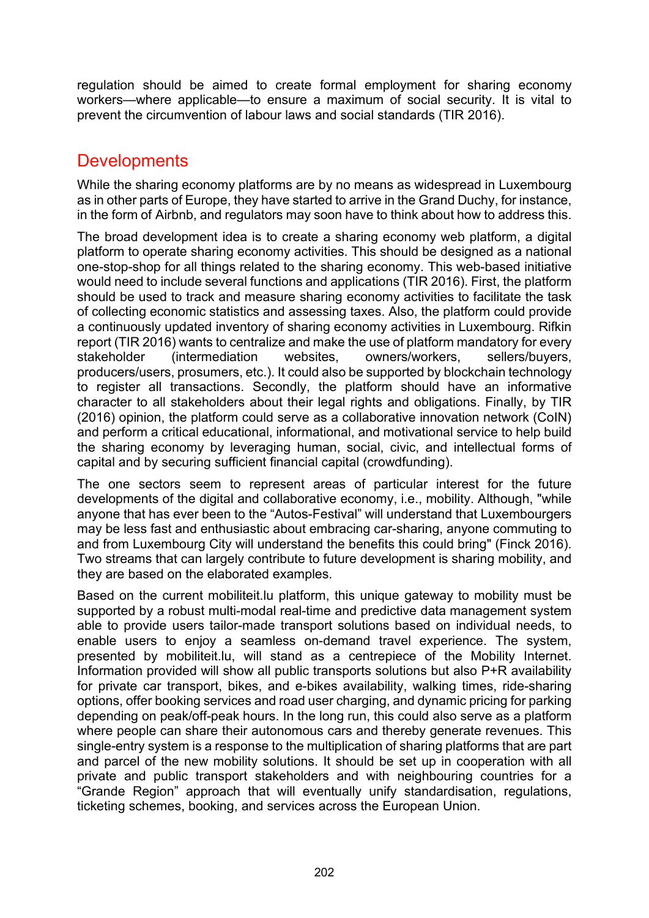regulation should be aimed to create formal employment for sharing economy workers—where applicable—to ensure a maximum of social security. It is vital to prevent the circumvention of labour laws and social standards (TIR 2016).

## Developments

While the sharing economy platforms are by no means as widespread in Luxembourg as in other parts of Europe, they have started to arrive in the Grand Duchy, for instance, in the form of Airbnb, and regulators may soon have to think about how to address this.

The broad development idea is to create a sharing economy web platform, a digital platform to operate sharing economy activities. This should be designed as a national one-stop-shop for all things related to the sharing economy. This web-based initiative would need to include several functions and applications (TIR 2016). First, the platform should be used to track and measure sharing economy activities to facilitate the task of collecting economic statistics and assessing taxes. Also, the platform could provide a continuously updated inventory of sharing economy activities in Luxembourg. Rifkin report (TIR 2016) wants to centralize and make the use of platform mandatory for every stakeholder (intermediation websites, owners/workers, sellers/buyers, producers/users, prosumers, etc.). It could also be supported by blockchain technology to register all transactions. Secondly, the platform should have an informative character to all stakeholders about their legal rights and obligations. Finally, by TIR (2016) opinion, the platform could serve as a collaborative innovation network (CoIN) and perform a critical educational, informational, and motivational service to help build the sharing economy by leveraging human, social, civic, and intellectual forms of capital and by securing sufficient financial capital (crowdfunding).

The one sectors seem to represent areas of particular interest for the future developments of the digital and collaborative economy, i.e., mobility. Although, "while anyone that has ever been to the “Autos-Festival” will understand that Luxembourgers may be less fast and enthusiastic about embracing car-sharing, anyone commuting to and from Luxembourg City will understand the benefits this could bring" (Finck 2016). Two streams that can largely contribute to future development is sharing mobility, and they are based on the elaborated examples.

Based on the current mobiliteit.lu platform, this unique gateway to mobility must be supported by a robust multi-modal real-time and predictive data management system able to provide users tailor-made transport solutions based on individual needs, to enable users to enjoy a seamless on-demand travel experience. The system, presented by mobiliteit.lu, will stand as a centrepiece of the Mobility Internet. Information provided will show all public transports solutions but also P+R availability for private car transport, bikes, and e-bikes availability, walking times, ride-sharing options, offer booking services and road user charging, and dynamic pricing for parking depending on peak/off-peak hours. In the long run, this could also serve as a platform where people can share their autonomous cars and thereby generate revenues. This single-entry system is a response to the multiplication of sharing platforms that are part and parcel of the new mobility solutions. It should be set up in cooperation with all private and public transport stakeholders and with neighbouring countries for a “Grande Region” approach that will eventually unify standardisation, regulations, ticketing schemes, booking, and services across the European Union.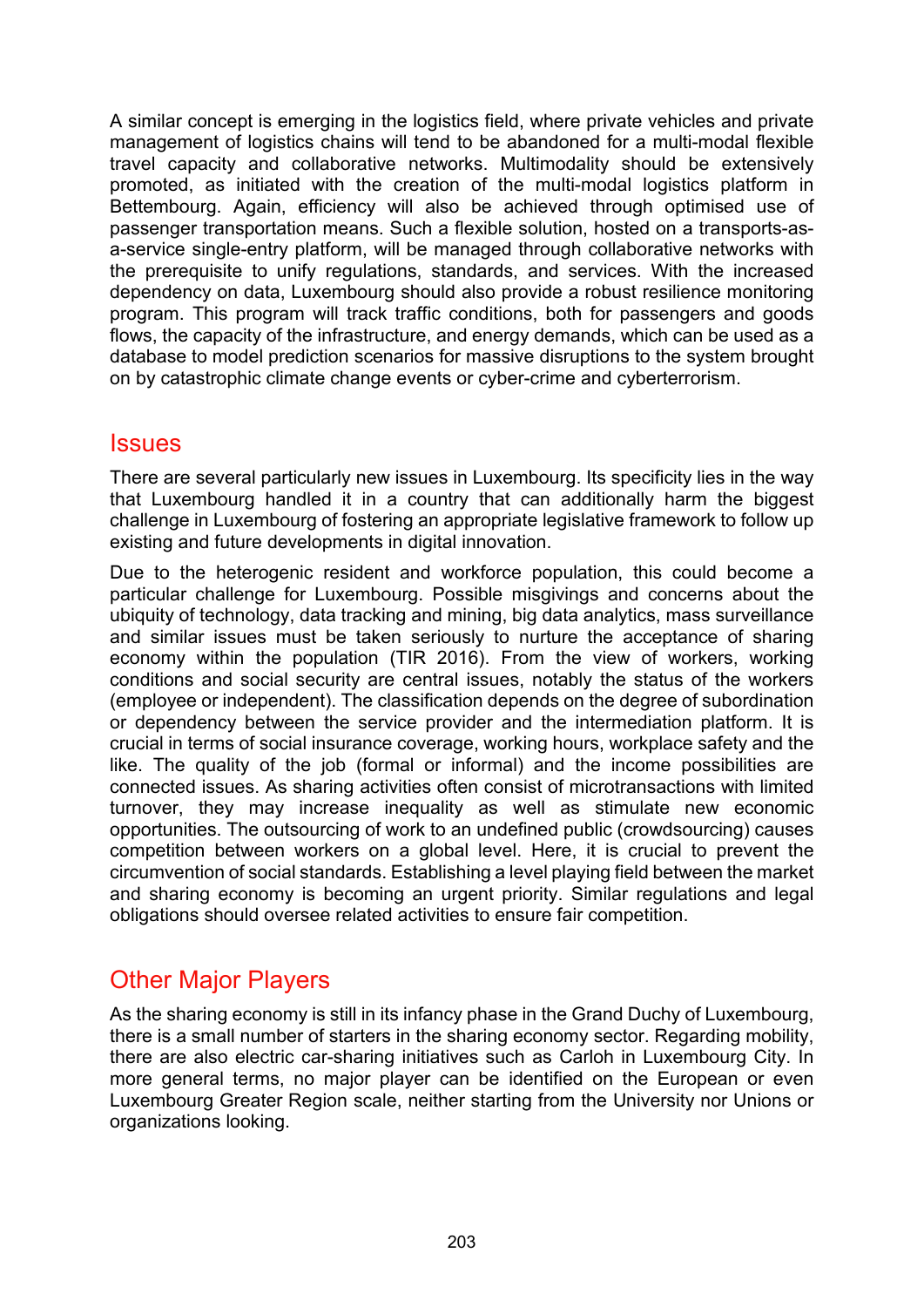A similar concept is emerging in the logistics field, where private vehicles and private management of logistics chains will tend to be abandoned for a multi-modal flexible travel capacity and collaborative networks. Multimodality should be extensively promoted, as initiated with the creation of the multi-modal logistics platform in Bettembourg. Again, efficiency will also be achieved through optimised use of passenger transportation means. Such a flexible solution, hosted on a transports-as-a-service single-entry platform, will be managed through collaborative networks with the prerequisite to unify regulations, standards, and services. With the increased dependency on data, Luxembourg should also provide a robust resilience monitoring program. This program will track traffic conditions, both for passengers and goods flows, the capacity of the infrastructure, and energy demands, which can be used as a database to model prediction scenarios for massive disruptions to the system brought on by catastrophic climate change events or cyber-crime and cyberterrorism.

## Issues

There are several particularly new issues in Luxembourg. Its specificity lies in the way that Luxembourg handled it in a country that can additionally harm the biggest challenge in Luxembourg of fostering an appropriate legislative framework to follow up existing and future developments in digital innovation.

Due to the heterogenic resident and workforce population, this could become a particular challenge for Luxembourg. Possible misgivings and concerns about the ubiquity of technology, data tracking and mining, big data analytics, mass surveillance and similar issues must be taken seriously to nurture the acceptance of sharing economy within the population (TIR 2016). From the view of workers, working conditions and social security are central issues, notably the status of the workers (employee or independent). The classification depends on the degree of subordination or dependency between the service provider and the intermediation platform. It is crucial in terms of social insurance coverage, working hours, workplace safety and the like. The quality of the job (formal or informal) and the income possibilities are connected issues. As sharing activities often consist of microtransactions with limited turnover, they may increase inequality as well as stimulate new economic opportunities. The outsourcing of work to an undefined public (crowdsourcing) causes competition between workers on a global level. Here, it is crucial to prevent the circumvention of social standards. Establishing a level playing field between the market and sharing economy is becoming an urgent priority. Similar regulations and legal obligations should oversee related activities to ensure fair competition.

## Other Major Players

As the sharing economy is still in its infancy phase in the Grand Duchy of Luxembourg, there is a small number of starters in the sharing economy sector. Regarding mobility, there are also electric car-sharing initiatives such as Carloh in Luxembourg City. In more general terms, no major player can be identified on the European or even Luxembourg Greater Region scale, neither starting from the University nor Unions or organizations looking.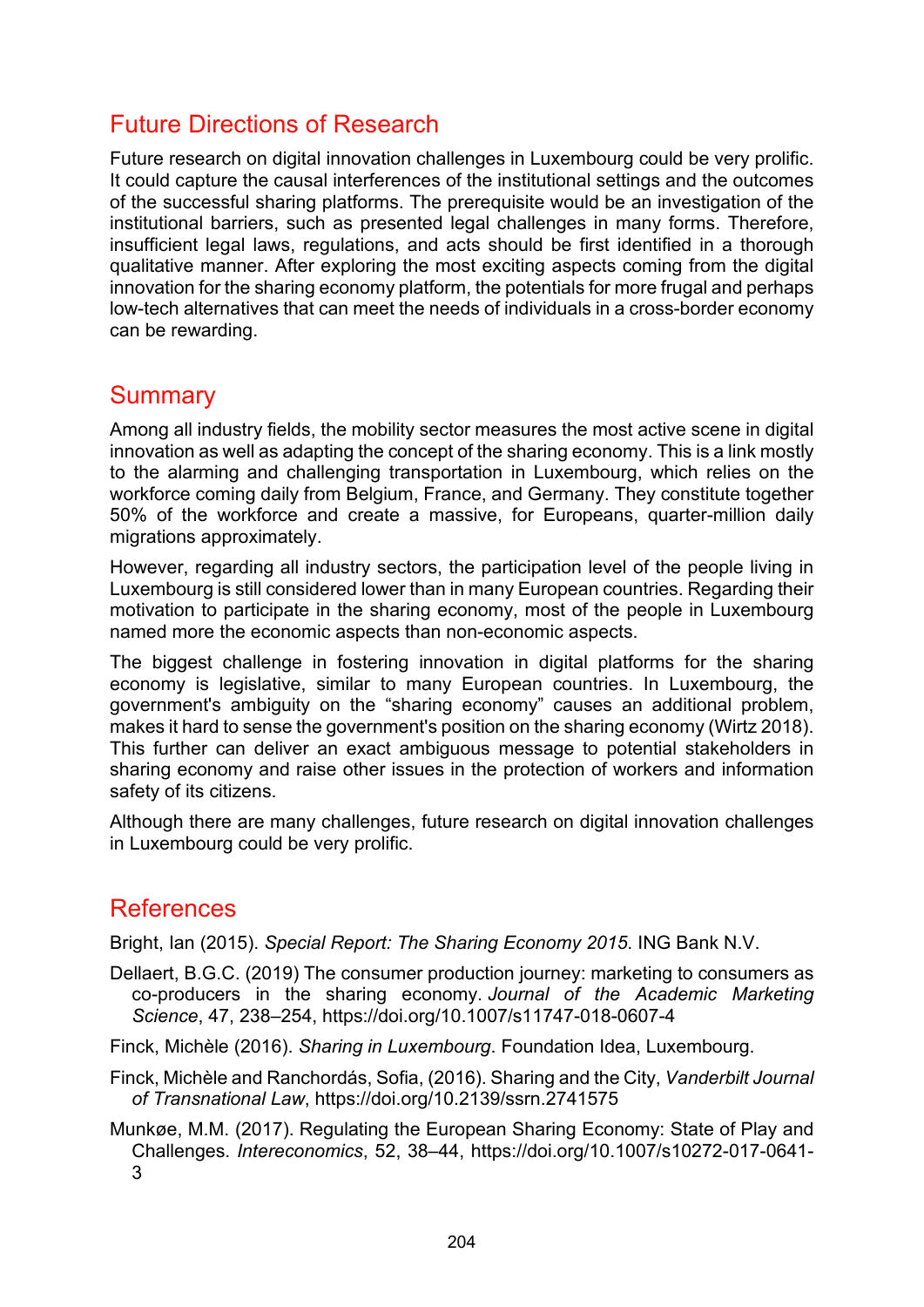## Future Directions of Research

Future research on digital innovation challenges in Luxembourg could be very prolific. It could capture the causal interferences of the institutional settings and the outcomes of the successful sharing platforms. The prerequisite would be an investigation of the institutional barriers, such as presented legal challenges in many forms. Therefore, insufficient legal laws, regulations, and acts should be first identified in a thorough qualitative manner. After exploring the most exciting aspects coming from the digital innovation for the sharing economy platform, the potentials for more frugal and perhaps low-tech alternatives that can meet the needs of individuals in a cross-border economy can be rewarding.

## Summary

Among all industry fields, the mobility sector measures the most active scene in digital innovation as well as adapting the concept of the sharing economy. This is a link mostly to the alarming and challenging transportation in Luxembourg, which relies on the workforce coming daily from Belgium, France, and Germany. They constitute together 50% of the workforce and create a massive, for Europeans, quarter-million daily migrations approximately.

However, regarding all industry sectors, the participation level of the people living in Luxembourg is still considered lower than in many European countries. Regarding their motivation to participate in the sharing economy, most of the people in Luxembourg named more the economic aspects than non-economic aspects.

The biggest challenge in fostering innovation in digital platforms for the sharing economy is legislative, similar to many European countries. In Luxembourg, the government's ambiguity on the "sharing economy" causes an additional problem, makes it hard to sense the government's position on the sharing economy (Wirtz 2018). This further can deliver an exact ambiguous message to potential stakeholders in sharing economy and raise other issues in the protection of workers and information safety of its citizens.

Although there are many challenges, future research on digital innovation challenges in Luxembourg could be very prolific.

## References

Bright, Ian (2015). *Special Report: The Sharing Economy 2015*. ING Bank N.V.

Dellaert, B.G.C. (2019) The consumer production journey: marketing to consumers as co-producers in the sharing economy. *Journal of the Academic Marketing Science*, 47, 238–254, https://doi.org/10.1007/s11747-018-0607-4

Finck, Michèle (2016). *Sharing in Luxembourg*. Foundation Idea, Luxembourg.

Finck, Michèle and Ranchordás, Sofia, (2016). Sharing and the City, *Vanderbilt Journal of Transnational Law*, https://doi.org/10.2139/ssrn.2741575

Munkøe, M.M. (2017). Regulating the European Sharing Economy: State of Play and Challenges. *Intereconomics*, 52, 38–44, https://doi.org/10.1007/s10272-017-0641-3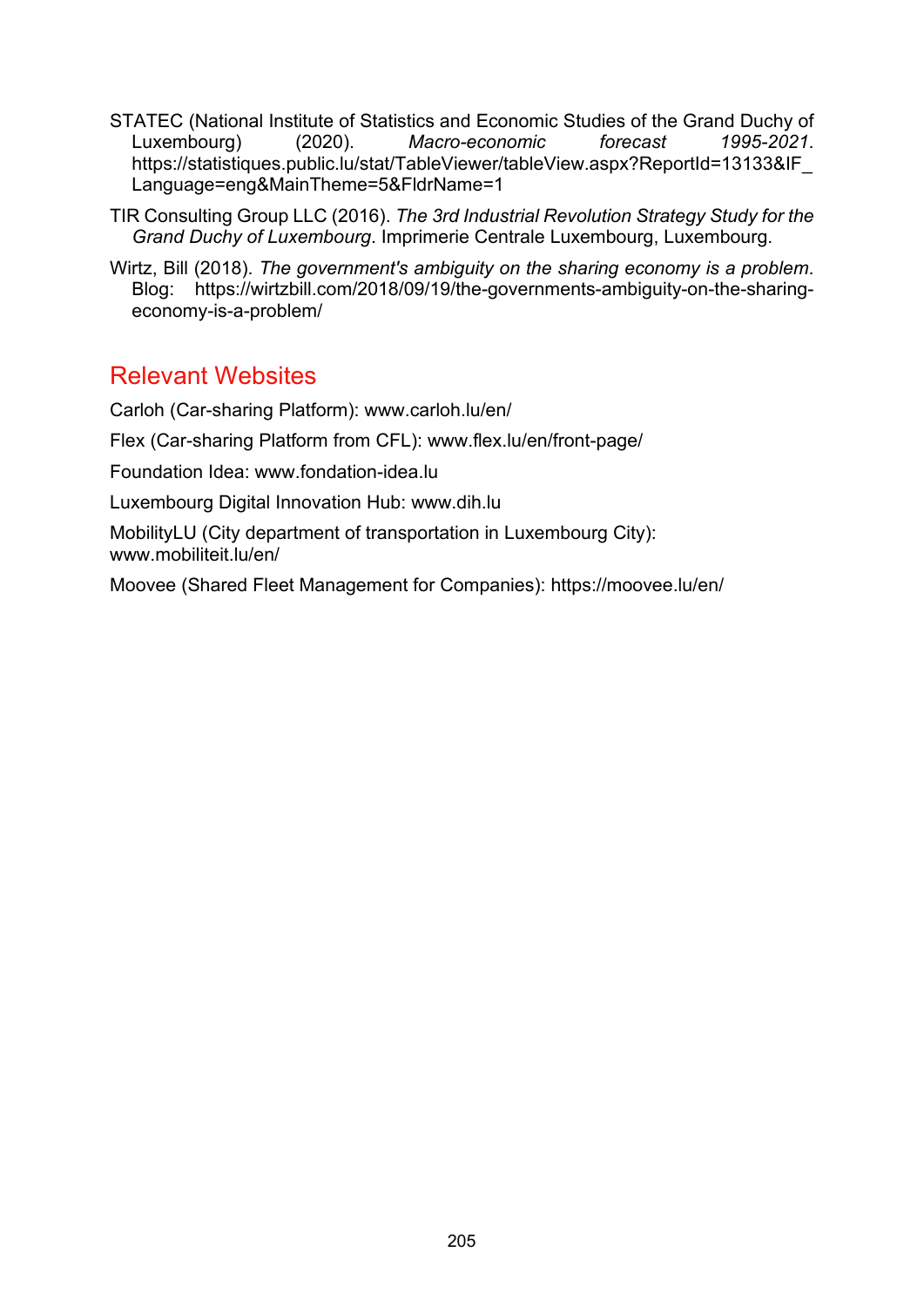STATEC (National Institute of Statistics and Economic Studies of the Grand Duchy of Luxembourg) (2020). *Macro-economic forecast 1995-2021*. https://statistiques.public.lu/stat/TableViewer/tableView.aspx?ReportId=13133&IF_Language=eng&MainTheme=5&FldrName=1

TIR Consulting Group LLC (2016). *The 3rd Industrial Revolution Strategy Study for the Grand Duchy of Luxembourg*. Imprimerie Centrale Luxembourg, Luxembourg.

Wirtz, Bill (2018). *The government's ambiguity on the sharing economy is a problem*. Blog: https://wirtzbill.com/2018/09/19/the-governments-ambiguity-on-the-sharing-economy-is-a-problem/

## Relevant Websites

Carloh (Car-sharing Platform): www.carloh.lu/en/

Flex (Car-sharing Platform from CFL): www.flex.lu/en/front-page/

Foundation Idea: www.fondation-idea.lu

Luxembourg Digital Innovation Hub: www.dih.lu

MobilityLU (City department of transportation in Luxembourg City): www.mobiliteit.lu/en/

Moovee (Shared Fleet Management for Companies): https://moovee.lu/en/